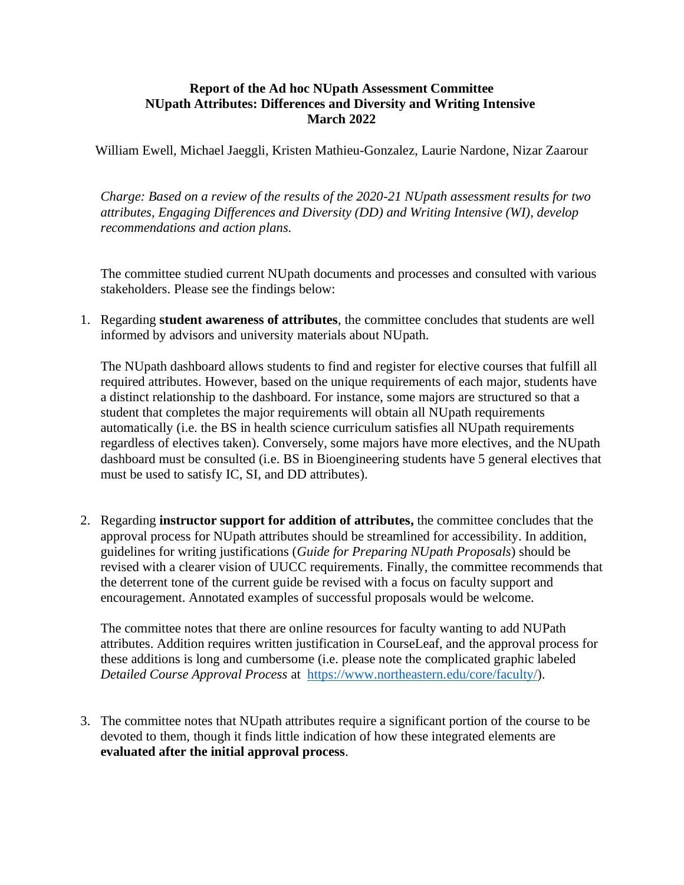**Report of the Ad hoc NUpath Assessment Committee**
**NUpath Attributes: Differences and Diversity and Writing Intensive**
**March 2022**

William Ewell, Michael Jaeggli, Kristen Mathieu-Gonzalez, Laurie Nardone, Nizar Zaarour

*Charge: Based on a review of the results of the 2020-21 NUpath assessment results for two attributes, Engaging Differences and Diversity (DD) and Writing Intensive (WI), develop recommendations and action plans.*

The committee studied current NUpath documents and processes and consulted with various stakeholders. Please see the findings below:

1. Regarding **student awareness of attributes**, the committee concludes that students are well informed by advisors and university materials about NUpath.

   The NUpath dashboard allows students to find and register for elective courses that fulfill all required attributes. However, based on the unique requirements of each major, students have a distinct relationship to the dashboard. For instance, some majors are structured so that a student that completes the major requirements will obtain all NUpath requirements automatically (i.e. the BS in health science curriculum satisfies all NUpath requirements regardless of electives taken). Conversely, some majors have more electives, and the NUpath dashboard must be consulted (i.e. BS in Bioengineering students have 5 general electives that must be used to satisfy IC, SI, and DD attributes).

2. Regarding **instructor support for addition of attributes,** the committee concludes that the approval process for NUpath attributes should be streamlined for accessibility. In addition, guidelines for writing justifications (*Guide for Preparing NUpath Proposals*) should be revised with a clearer vision of UUCC requirements. Finally, the committee recommends that the deterrent tone of the current guide be revised with a focus on faculty support and encouragement. Annotated examples of successful proposals would be welcome.

   The committee notes that there are online resources for faculty wanting to add NUPath attributes. Addition requires written justification in CourseLeaf, and the approval process for these additions is long and cumbersome (i.e. please note the complicated graphic labeled *Detailed Course Approval Process* at https://www.northeastern.edu/core/faculty/).

3. The committee notes that NUpath attributes require a significant portion of the course to be devoted to them, though it finds little indication of how these integrated elements are **evaluated after the initial approval process**.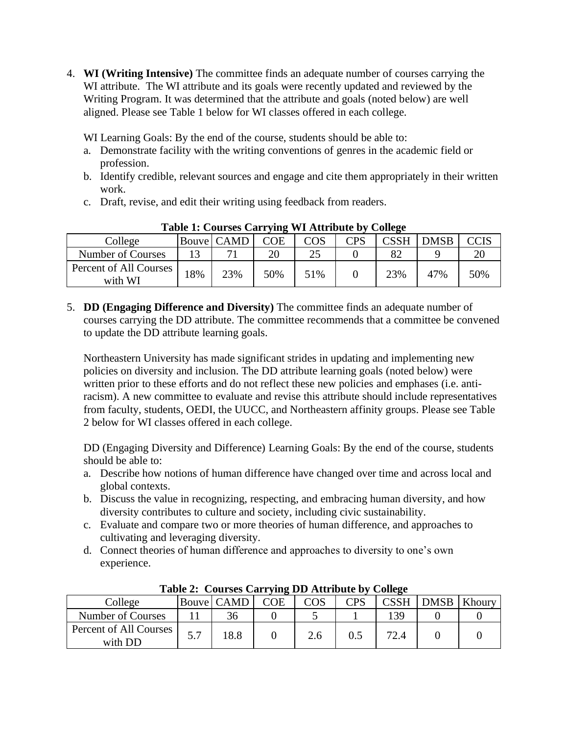4. **WI (Writing Intensive)** The committee finds an adequate number of courses carrying the WI attribute. The WI attribute and its goals were recently updated and reviewed by the Writing Program. It was determined that the attribute and goals (noted below) are well aligned. Please see Table 1 below for WI classes offered in each college.

   WI Learning Goals: By the end of the course, students should be able to:

   a. Demonstrate facility with the writing conventions of genres in the academic field or profession.
   b. Identify credible, relevant sources and engage and cite them appropriately in their written work.
   c. Draft, revise, and edit their writing using feedback from readers.

**Table 1: Courses Carrying WI Attribute by College**

| College | Bouve | CAMD | COE | COS | CPS | CSSH | DMSB | CCIS |
|---|---|---|---|---|---|---|---|---|
| Number of Courses | 13 | 71 | 20 | 25 | 0 | 82 | 9 | 20 |
| Percent of All Courses with WI | 18% | 23% | 50% | 51% | 0 | 23% | 47% | 50% |

5. **DD (Engaging Difference and Diversity)** The committee finds an adequate number of courses carrying the DD attribute. The committee recommends that a committee be convened to update the DD attribute learning goals.

   Northeastern University has made significant strides in updating and implementing new policies on diversity and inclusion. The DD attribute learning goals (noted below) were written prior to these efforts and do not reflect these new policies and emphases (i.e. anti-racism). A new committee to evaluate and revise this attribute should include representatives from faculty, students, OEDI, the UUCC, and Northeastern affinity groups. Please see Table 2 below for WI classes offered in each college.

   DD (Engaging Diversity and Difference) Learning Goals: By the end of the course, students should be able to:

   a. Describe how notions of human difference have changed over time and across local and global contexts.
   b. Discuss the value in recognizing, respecting, and embracing human diversity, and how diversity contributes to culture and society, including civic sustainability.
   c. Evaluate and compare two or more theories of human difference, and approaches to cultivating and leveraging diversity.
   d. Connect theories of human difference and approaches to diversity to one's own experience.

**Table 2: Courses Carrying DD Attribute by College**

| College | Bouve | CAMD | COE | COS | CPS | CSSH | DMSB | Khoury |
|---|---|---|---|---|---|---|---|---|
| Number of Courses | 11 | 36 | 0 | 5 | 1 | 139 | 0 | 0 |
| Percent of All Courses with DD | 5.7 | 18.8 | 0 | 2.6 | 0.5 | 72.4 | 0 | 0 |